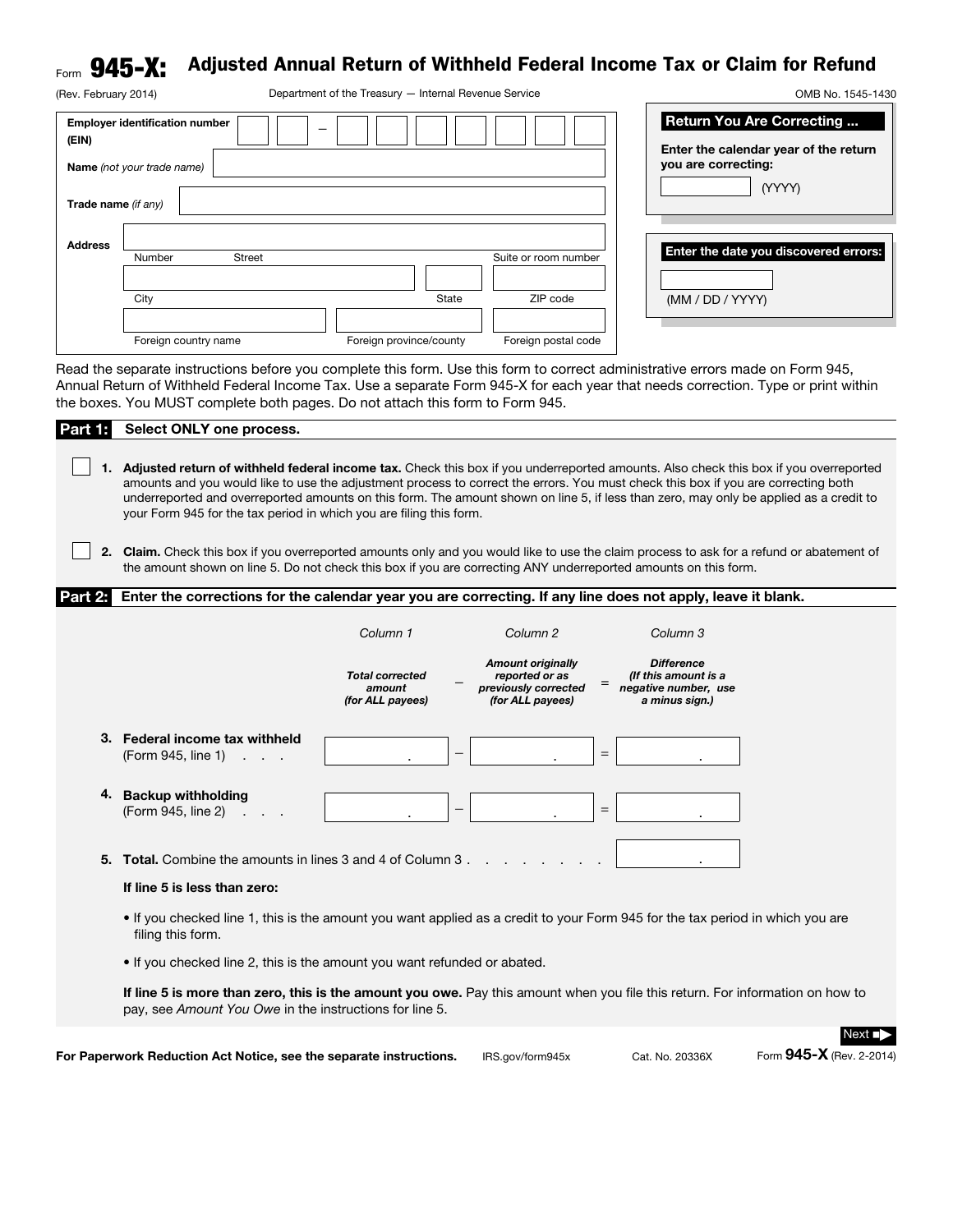Form **945-X:** **Adjusted Annual Return of Withheld Federal Income Tax or Claim for Refund**

(Rev. February 2014) Department of the Treasury — Internal Revenue Service OMB No. 1545-1430

**Employer identification number (EIN)** ☐☐ – ☐☐☐☐☐☐☐

**Name** *(not your trade name)* ____________________

**Trade name** *(if any)* ____________________

**Address** ____________________
Number Street Suite or room number

____________________
City State ZIP code

____________________
Foreign country name Foreign province/county Foreign postal code

**Return You Are Correcting ...**

**Enter the calendar year of the return you are correcting:**

__________ (YYYY)

**Enter the date you discovered errors:**

__________

(MM / DD / YYYY)

Read the separate instructions before you complete this form. Use this form to correct administrative errors made on Form 945, Annual Return of Withheld Federal Income Tax. Use a separate Form 945-X for each year that needs correction. Type or print within the boxes. You MUST complete both pages. Do not attach this form to Form 945.

## Part 1: Select ONLY one process.

☐ **1. Adjusted return of withheld federal income tax.** Check this box if you underreported amounts. Also check this box if you overreported amounts and you would like to use the adjustment process to correct the errors. You must check this box if you are correcting both underreported and overreported amounts on this form. The amount shown on line 5, if less than zero, may only be applied as a credit to your Form 945 for the tax period in which you are filing this form.

☐ **2. Claim.** Check this box if you overreported amounts only and you would like to use the claim process to ask for a refund or abatement of the amount shown on line 5. Do not check this box if you are correcting ANY underreported amounts on this form.

## Part 2: Enter the corrections for the calendar year you are correcting. If any line does not apply, leave it blank.

| | *Column 1* | | *Column 2* | | *Column 3* |
|---|---|---|---|---|---|
| | ***Total corrected amount (for ALL payees)*** | – | ***Amount originally reported or as previously corrected (for ALL payees)*** | = | ***Difference (If this amount is a negative number, use a minus sign.)*** |
| **3. Federal income tax withheld** (Form 945, line 1) . . . | . | – | . | = | . |
| **4. Backup withholding** (Form 945, line 2) . . . | . | – | . | = | . |
| **5. Total.** Combine the amounts in lines 3 and 4 of Column 3 . . . . . . . . . | | | | | . |

**If line 5 is less than zero:**

- If you checked line 1, this is the amount you want applied as a credit to your Form 945 for the tax period in which you are filing this form.
- If you checked line 2, this is the amount you want refunded or abated.

**If line 5 is more than zero, this is the amount you owe.** Pay this amount when you file this return. For information on how to pay, see *Amount You Owe* in the instructions for line 5.

Next ▶

**For Paperwork Reduction Act Notice, see the separate instructions.** IRS.gov/form945x Cat. No. 20336X Form **945-X** (Rev. 2-2014)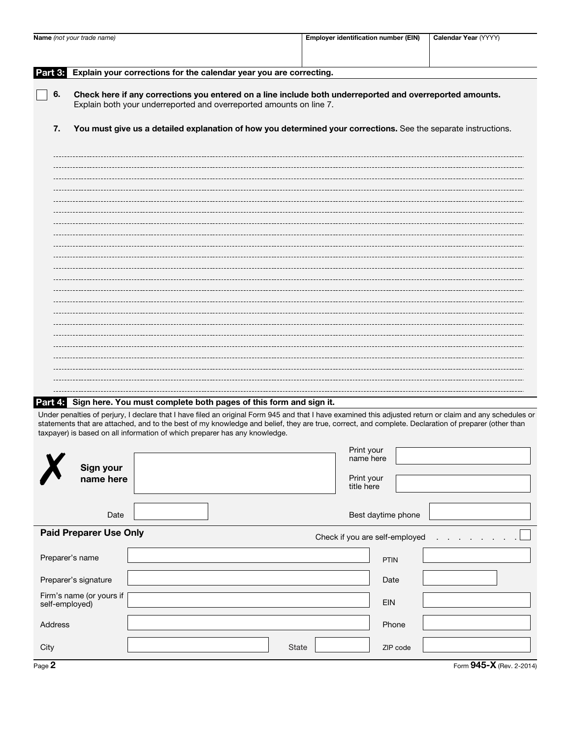| **Name** *(not your trade name)* | **Employer identification number (EIN)** | **Calendar Year** (YYYY) |
|---|---|---|
| | | |

## Part 3: Explain your corrections for the calendar year you are correcting.

☐ **6. Check here if any corrections you entered on a line include both underreported and overreported amounts.** Explain both your underreported and overreported amounts on line 7.

**7. You must give us a detailed explanation of how you determined your corrections.** See the separate instructions.

## Part 4: Sign here. You must complete both pages of this form and sign it.

Under penalties of perjury, I declare that I have filed an original Form 945 and that I have examined this adjusted return or claim and any schedules or statements that are attached, and to the best of my knowledge and belief, they are true, correct, and complete. Declaration of preparer (other than taxpayer) is based on all information of which preparer has any knowledge.

| | | | |
|---|---|---|---|
| ✗ **Sign your name here** | | Print your name here | |
| | | Print your title here | |
| Date | | Best daytime phone | |

**Paid Preparer Use Only**

Check if you are self-employed . . . . . . . . ☐

| | | | |
|---|---|---|---|
| Preparer's name | | PTIN | |
| Preparer's signature | | Date | |
| Firm's name (or yours if self-employed) | | EIN | |
| Address | | Phone | |
| City | State | ZIP code | |

Form **945-X** (Rev. 2-2014)